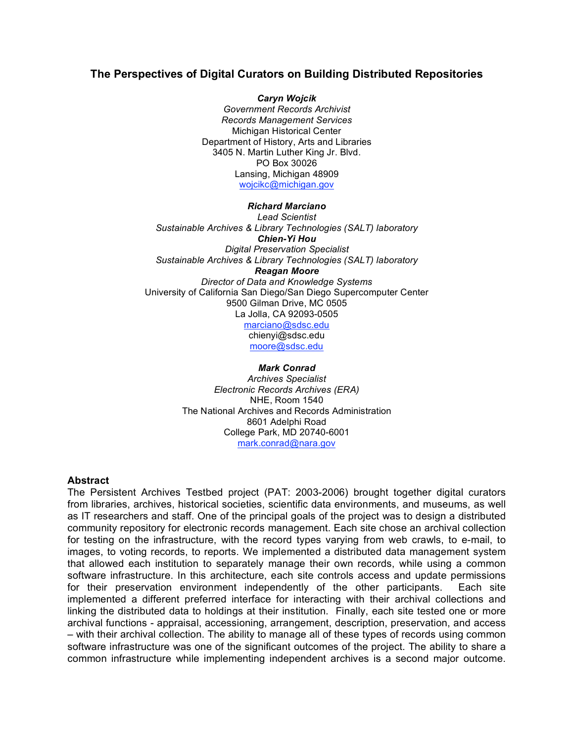# The Perspectives of Digital Curators on Building Distributed Repositories

***Caryn Wojcik***
*Government Records Archivist*
*Records Management Services*
Michigan Historical Center
Department of History, Arts and Libraries
3405 N. Martin Luther King Jr. Blvd.
PO Box 30026
Lansing, Michigan 48909
wojcikc@michigan.gov

***Richard Marciano***
*Lead Scientist*
*Sustainable Archives & Library Technologies (SALT) laboratory*
***Chien-Yi Hou***
*Digital Preservation Specialist*
*Sustainable Archives & Library Technologies (SALT) laboratory*
***Reagan Moore***
*Director of Data and Knowledge Systems*
University of California San Diego/San Diego Supercomputer Center
9500 Gilman Drive, MC 0505
La Jolla, CA 92093-0505
marciano@sdsc.edu
chienyi@sdsc.edu
moore@sdsc.edu

***Mark Conrad***
*Archives Specialist*
*Electronic Records Archives (ERA)*
NHE, Room 1540
The National Archives and Records Administration
8601 Adelphi Road
College Park, MD 20740-6001
mark.conrad@nara.gov

## Abstract

The Persistent Archives Testbed project (PAT: 2003-2006) brought together digital curators from libraries, archives, historical societies, scientific data environments, and museums, as well as IT researchers and staff. One of the principal goals of the project was to design a distributed community repository for electronic records management. Each site chose an archival collection for testing on the infrastructure, with the record types varying from web crawls, to e-mail, to images, to voting records, to reports. We implemented a distributed data management system that allowed each institution to separately manage their own records, while using a common software infrastructure. In this architecture, each site controls access and update permissions for their preservation environment independently of the other participants. Each site implemented a different preferred interface for interacting with their archival collections and linking the distributed data to holdings at their institution. Finally, each site tested one or more archival functions - appraisal, accessioning, arrangement, description, preservation, and access – with their archival collection. The ability to manage all of these types of records using common software infrastructure was one of the significant outcomes of the project. The ability to share a common infrastructure while implementing independent archives is a second major outcome.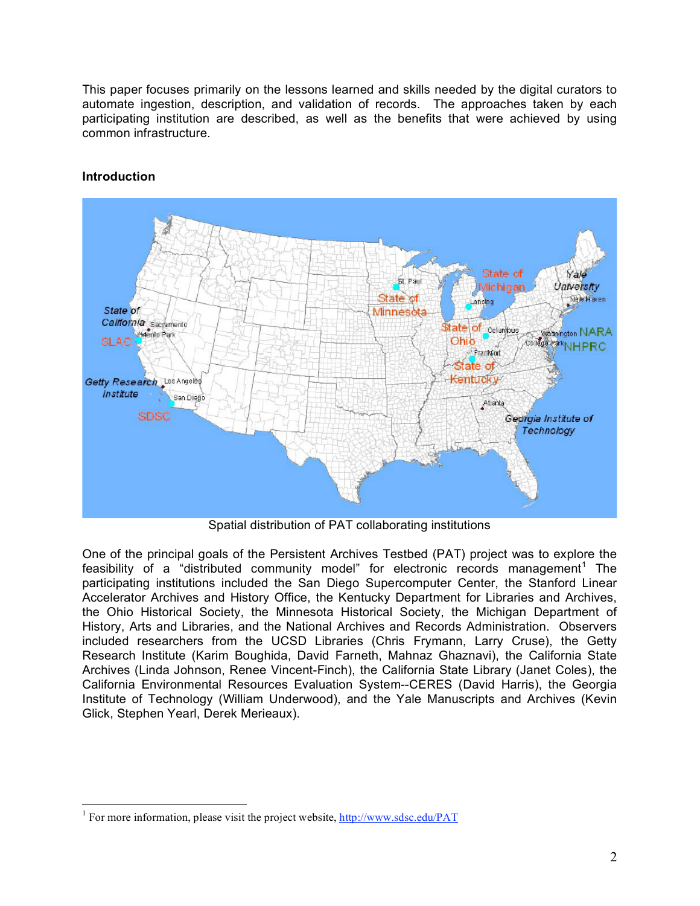This paper focuses primarily on the lessons learned and skills needed by the digital curators to automate ingestion, description, and validation of records. The approaches taken by each participating institution are described, as well as the benefits that were achieved by using common infrastructure.

**Introduction**

Spatial distribution of PAT collaborating institutions

One of the principal goals of the Persistent Archives Testbed (PAT) project was to explore the feasibility of a "distributed community model" for electronic records management[1] The participating institutions included the San Diego Supercomputer Center, the Stanford Linear Accelerator Archives and History Office, the Kentucky Department for Libraries and Archives, the Ohio Historical Society, the Minnesota Historical Society, the Michigan Department of History, Arts and Libraries, and the National Archives and Records Administration. Observers included researchers from the UCSD Libraries (Chris Frymann, Larry Cruse), the Getty Research Institute (Karim Boughida, David Farneth, Mahnaz Ghaznavi), the California State Archives (Linda Johnson, Renee Vincent-Finch), the California State Library (Janet Coles), the California Environmental Resources Evaluation System--CERES (David Harris), the Georgia Institute of Technology (William Underwood), and the Yale Manuscripts and Archives (Kevin Glick, Stephen Yearl, Derek Merieaux).

[1] For more information, please visit the project website, http://www.sdsc.edu/PAT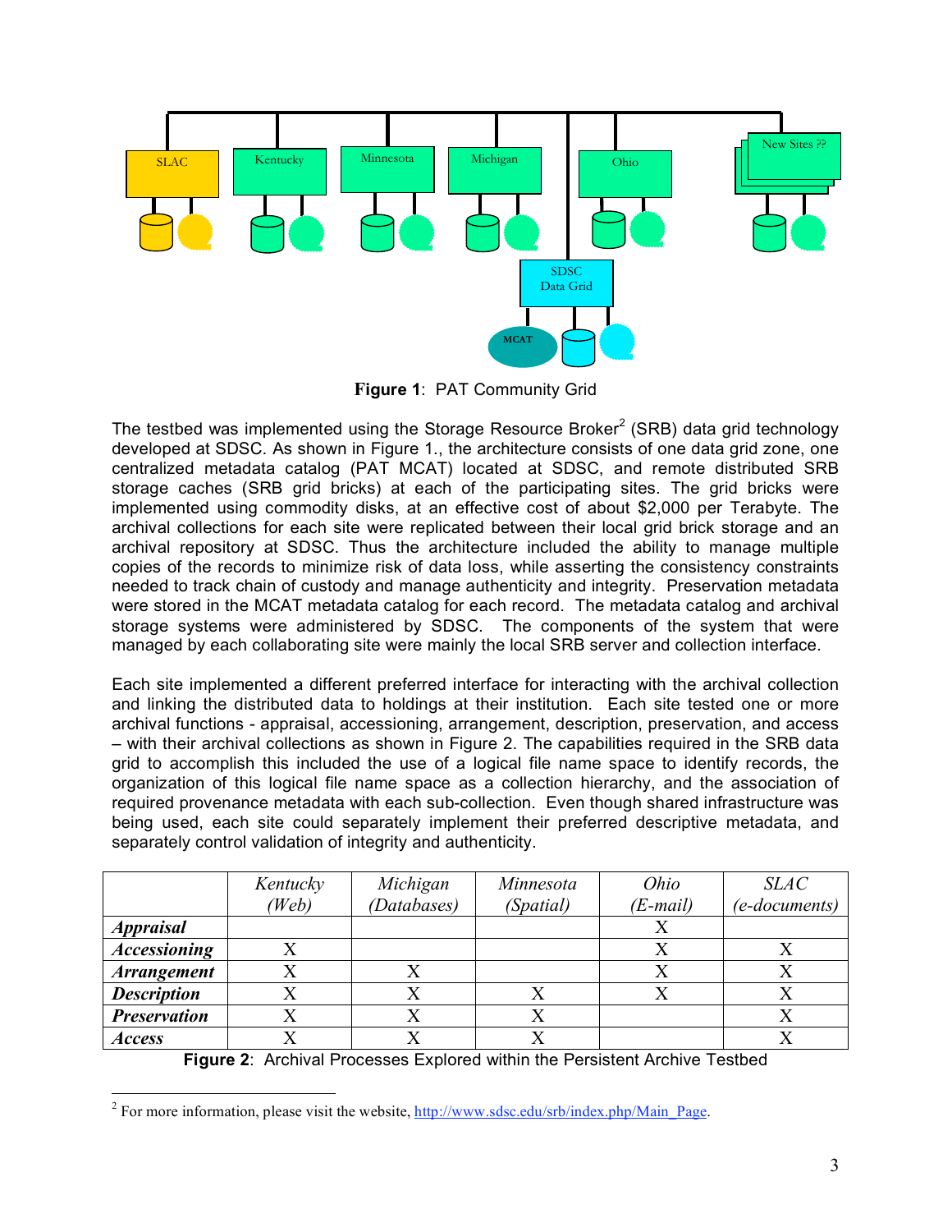**Figure 1**: PAT Community Grid

The testbed was implemented using the Storage Resource Broker[2] (SRB) data grid technology developed at SDSC. As shown in Figure 1., the architecture consists of one data grid zone, one centralized metadata catalog (PAT MCAT) located at SDSC, and remote distributed SRB storage caches (SRB grid bricks) at each of the participating sites. The grid bricks were implemented using commodity disks, at an effective cost of about $2,000 per Terabyte. The archival collections for each site were replicated between their local grid brick storage and an archival repository at SDSC. Thus the architecture included the ability to manage multiple copies of the records to minimize risk of data loss, while asserting the consistency constraints needed to track chain of custody and manage authenticity and integrity. Preservation metadata were stored in the MCAT metadata catalog for each record. The metadata catalog and archival storage systems were administered by SDSC. The components of the system that were managed by each collaborating site were mainly the local SRB server and collection interface.

Each site implemented a different preferred interface for interacting with the archival collection and linking the distributed data to holdings at their institution. Each site tested one or more archival functions - appraisal, accessioning, arrangement, description, preservation, and access – with their archival collections as shown in Figure 2. The capabilities required in the SRB data grid to accomplish this included the use of a logical file name space to identify records, the organization of this logical file name space as a collection hierarchy, and the association of required provenance metadata with each sub-collection. Even though shared infrastructure was being used, each site could separately implement their preferred descriptive metadata, and separately control validation of integrity and authenticity.

| | *Kentucky (Web)* | *Michigan (Databases)* | *Minnesota (Spatial)* | *Ohio (E-mail)* | *SLAC (e-documents)* |
|---|---|---|---|---|---|
| ***Appraisal*** | | | | X | |
| ***Accessioning*** | X | | | X | X |
| ***Arrangement*** | X | X | | X | X |
| ***Description*** | X | X | X | X | X |
| ***Preservation*** | X | X | X | | X |
| ***Access*** | X | X | X | | X |

**Figure 2**: Archival Processes Explored within the Persistent Archive Testbed

[2] For more information, please visit the website, http://www.sdsc.edu/srb/index.php/Main_Page.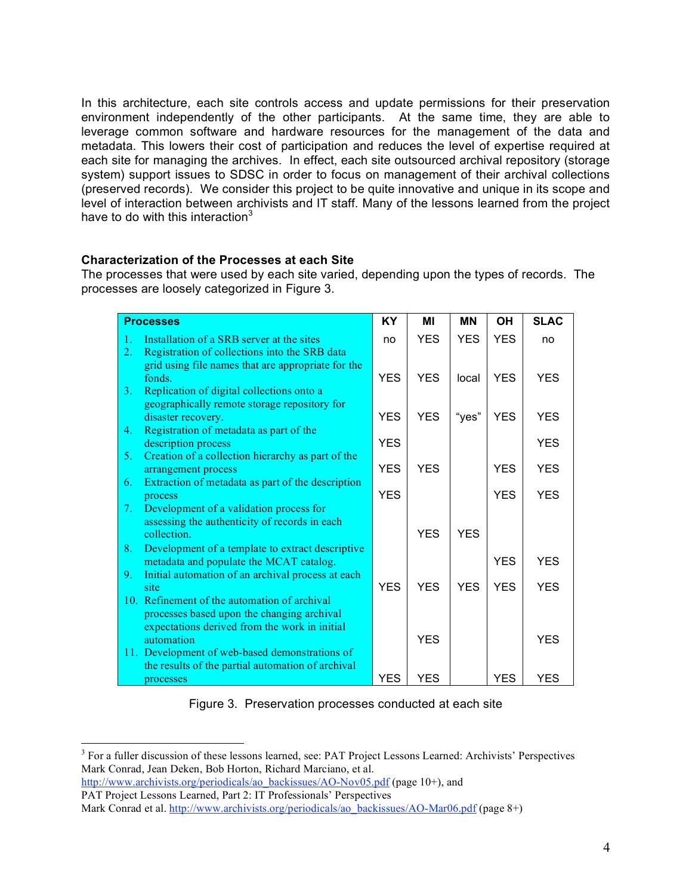In this architecture, each site controls access and update permissions for their preservation environment independently of the other participants. At the same time, they are able to leverage common software and hardware resources for the management of the data and metadata. This lowers their cost of participation and reduces the level of expertise required at each site for managing the archives. In effect, each site outsourced archival repository (storage system) support issues to SDSC in order to focus on management of their archival collections (preserved records). We consider this project to be quite innovative and unique in its scope and level of interaction between archivists and IT staff. Many of the lessons learned from the project have to do with this interaction[3]

**Characterization of the Processes at each Site**

The processes that were used by each site varied, depending upon the types of records. The processes are loosely categorized in Figure 3.

| Processes | KY | MI | MN | OH | SLAC |
|---|---|---|---|---|---|
| 1. Installation of a SRB server at the sites | no | YES | YES | YES | no |
| 2. Registration of collections into the SRB data grid using file names that are appropriate for the fonds. | YES | YES | local | YES | YES |
| 3. Replication of digital collections onto a geographically remote storage repository for disaster recovery. | YES | YES | "yes" | YES | YES |
| 4. Registration of metadata as part of the description process | YES | | | | YES |
| 5. Creation of a collection hierarchy as part of the arrangement process | YES | YES | | YES | YES |
| 6. Extraction of metadata as part of the description process | YES | | | YES | YES |
| 7. Development of a validation process for assessing the authenticity of records in each collection. | | YES | YES | | |
| 8. Development of a template to extract descriptive metadata and populate the MCAT catalog. | | | | YES | YES |
| 9. Initial automation of an archival process at each site | YES | YES | YES | YES | YES |
| 10. Refinement of the automation of archival processes based upon the changing archival expectations derived from the work in initial automation | | YES | | | YES |
| 11. Development of web-based demonstrations of the results of the partial automation of archival processes | YES | YES | | YES | YES |

Figure 3. Preservation processes conducted at each site

[3] For a fuller discussion of these lessons learned, see: PAT Project Lessons Learned: Archivists' Perspectives Mark Conrad, Jean Deken, Bob Horton, Richard Marciano, et al. http://www.archivists.org/periodicals/ao_backissues/AO-Nov05.pdf (page 10+), and PAT Project Lessons Learned, Part 2: IT Professionals' Perspectives Mark Conrad et al. http://www.archivists.org/periodicals/ao_backissues/AO-Mar06.pdf (page 8+)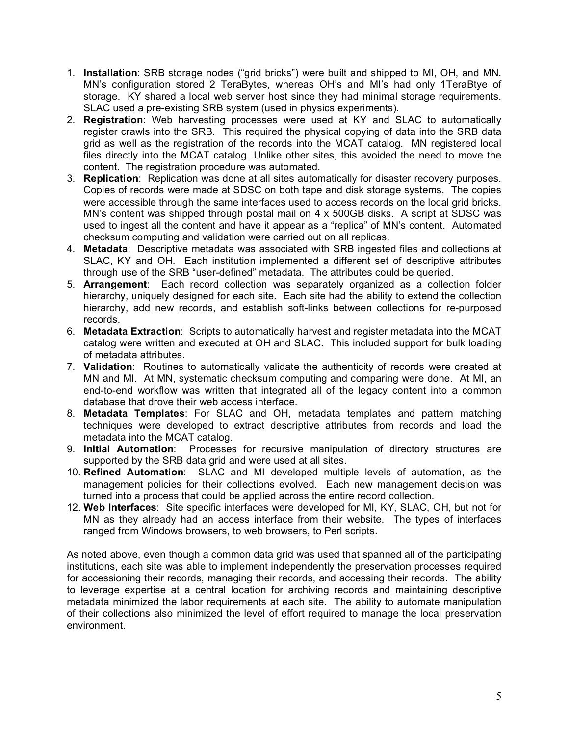1. **Installation**: SRB storage nodes ("grid bricks") were built and shipped to MI, OH, and MN. MN's configuration stored 2 TeraBytes, whereas OH's and MI's had only 1TeraBtye of storage. KY shared a local web server host since they had minimal storage requirements. SLAC used a pre-existing SRB system (used in physics experiments).
2. **Registration**: Web harvesting processes were used at KY and SLAC to automatically register crawls into the SRB. This required the physical copying of data into the SRB data grid as well as the registration of the records into the MCAT catalog. MN registered local files directly into the MCAT catalog. Unlike other sites, this avoided the need to move the content. The registration procedure was automated.
3. **Replication**: Replication was done at all sites automatically for disaster recovery purposes. Copies of records were made at SDSC on both tape and disk storage systems. The copies were accessible through the same interfaces used to access records on the local grid bricks. MN's content was shipped through postal mail on 4 x 500GB disks. A script at SDSC was used to ingest all the content and have it appear as a "replica" of MN's content. Automated checksum computing and validation were carried out on all replicas.
4. **Metadata**: Descriptive metadata was associated with SRB ingested files and collections at SLAC, KY and OH. Each institution implemented a different set of descriptive attributes through use of the SRB "user-defined" metadata. The attributes could be queried.
5. **Arrangement**: Each record collection was separately organized as a collection folder hierarchy, uniquely designed for each site. Each site had the ability to extend the collection hierarchy, add new records, and establish soft-links between collections for re-purposed records.
6. **Metadata Extraction**: Scripts to automatically harvest and register metadata into the MCAT catalog were written and executed at OH and SLAC. This included support for bulk loading of metadata attributes.
7. **Validation**: Routines to automatically validate the authenticity of records were created at MN and MI. At MN, systematic checksum computing and comparing were done. At MI, an end-to-end workflow was written that integrated all of the legacy content into a common database that drove their web access interface.
8. **Metadata Templates**: For SLAC and OH, metadata templates and pattern matching techniques were developed to extract descriptive attributes from records and load the metadata into the MCAT catalog.
9. **Initial Automation**: Processes for recursive manipulation of directory structures are supported by the SRB data grid and were used at all sites.
10. **Refined Automation**: SLAC and MI developed multiple levels of automation, as the management policies for their collections evolved. Each new management decision was turned into a process that could be applied across the entire record collection.
12. **Web Interfaces**: Site specific interfaces were developed for MI, KY, SLAC, OH, but not for MN as they already had an access interface from their website. The types of interfaces ranged from Windows browsers, to web browsers, to Perl scripts.

As noted above, even though a common data grid was used that spanned all of the participating institutions, each site was able to implement independently the preservation processes required for accessioning their records, managing their records, and accessing their records. The ability to leverage expertise at a central location for archiving records and maintaining descriptive metadata minimized the labor requirements at each site. The ability to automate manipulation of their collections also minimized the level of effort required to manage the local preservation environment.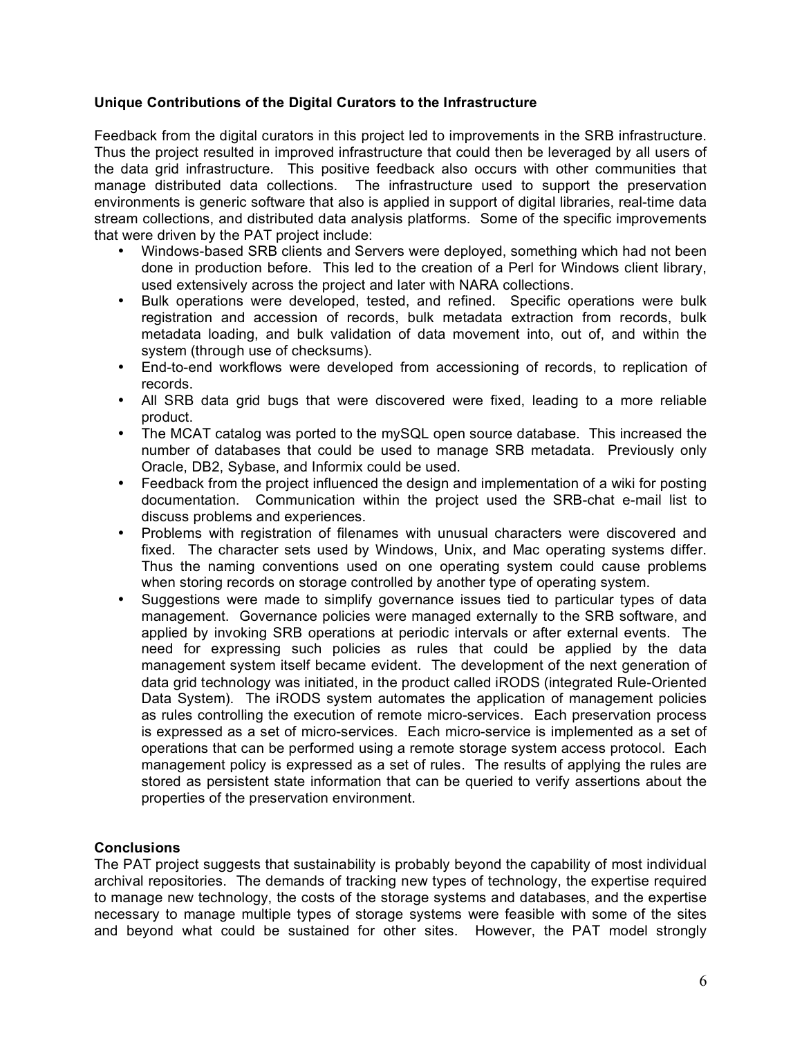### Unique Contributions of the Digital Curators to the Infrastructure

Feedback from the digital curators in this project led to improvements in the SRB infrastructure. Thus the project resulted in improved infrastructure that could then be leveraged by all users of the data grid infrastructure. This positive feedback also occurs with other communities that manage distributed data collections. The infrastructure used to support the preservation environments is generic software that also is applied in support of digital libraries, real-time data stream collections, and distributed data analysis platforms. Some of the specific improvements that were driven by the PAT project include:

- Windows-based SRB clients and Servers were deployed, something which had not been done in production before. This led to the creation of a Perl for Windows client library, used extensively across the project and later with NARA collections.
- Bulk operations were developed, tested, and refined. Specific operations were bulk registration and accession of records, bulk metadata extraction from records, bulk metadata loading, and bulk validation of data movement into, out of, and within the system (through use of checksums).
- End-to-end workflows were developed from accessioning of records, to replication of records.
- All SRB data grid bugs that were discovered were fixed, leading to a more reliable product.
- The MCAT catalog was ported to the mySQL open source database. This increased the number of databases that could be used to manage SRB metadata. Previously only Oracle, DB2, Sybase, and Informix could be used.
- Feedback from the project influenced the design and implementation of a wiki for posting documentation. Communication within the project used the SRB-chat e-mail list to discuss problems and experiences.
- Problems with registration of filenames with unusual characters were discovered and fixed. The character sets used by Windows, Unix, and Mac operating systems differ. Thus the naming conventions used on one operating system could cause problems when storing records on storage controlled by another type of operating system.
- Suggestions were made to simplify governance issues tied to particular types of data management. Governance policies were managed externally to the SRB software, and applied by invoking SRB operations at periodic intervals or after external events. The need for expressing such policies as rules that could be applied by the data management system itself became evident. The development of the next generation of data grid technology was initiated, in the product called iRODS (integrated Rule-Oriented Data System). The iRODS system automates the application of management policies as rules controlling the execution of remote micro-services. Each preservation process is expressed as a set of micro-services. Each micro-service is implemented as a set of operations that can be performed using a remote storage system access protocol. Each management policy is expressed as a set of rules. The results of applying the rules are stored as persistent state information that can be queried to verify assertions about the properties of the preservation environment.

### Conclusions

The PAT project suggests that sustainability is probably beyond the capability of most individual archival repositories. The demands of tracking new types of technology, the expertise required to manage new technology, the costs of the storage systems and databases, and the expertise necessary to manage multiple types of storage systems were feasible with some of the sites and beyond what could be sustained for other sites. However, the PAT model strongly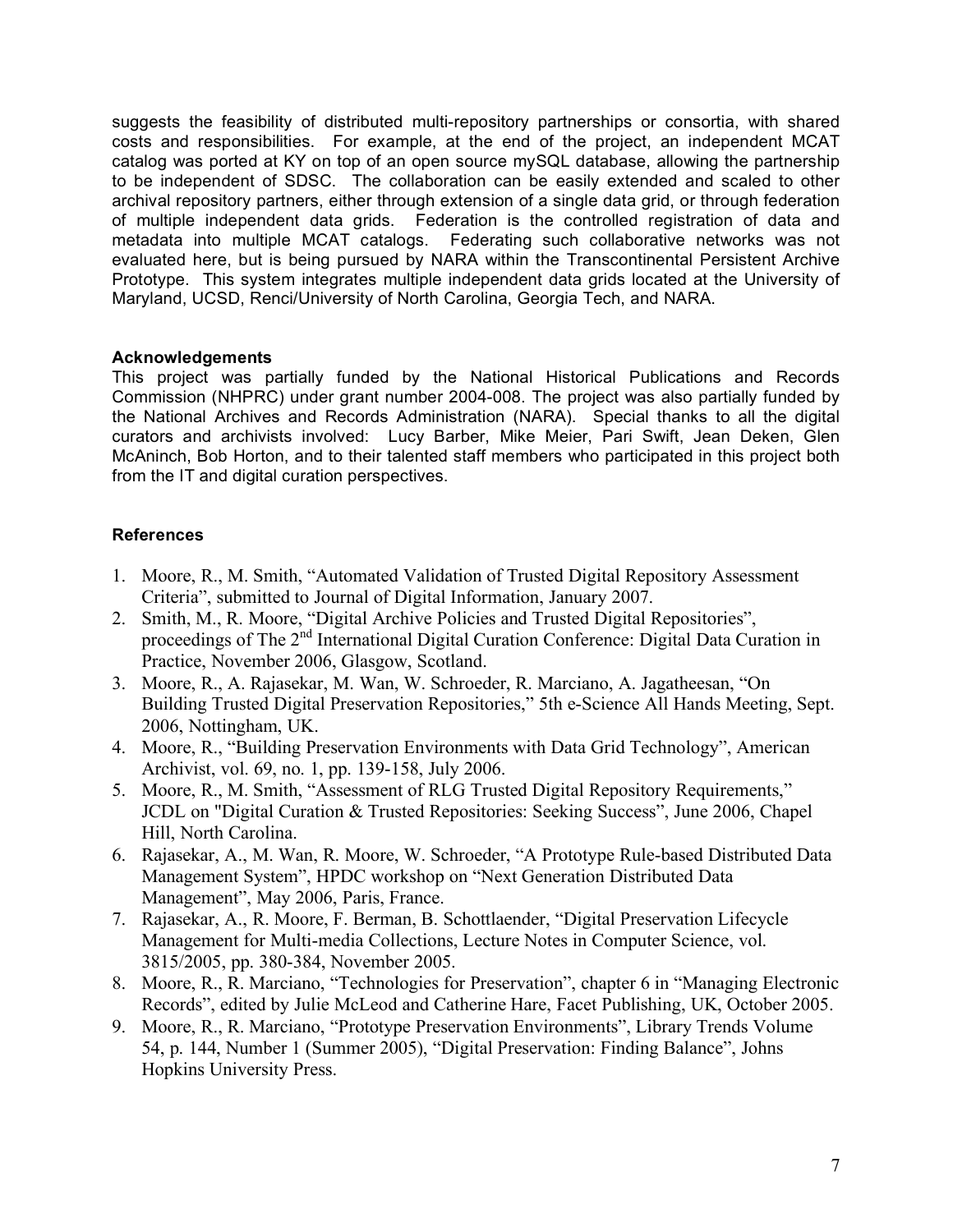suggests the feasibility of distributed multi-repository partnerships or consortia, with shared costs and responsibilities. For example, at the end of the project, an independent MCAT catalog was ported at KY on top of an open source mySQL database, allowing the partnership to be independent of SDSC. The collaboration can be easily extended and scaled to other archival repository partners, either through extension of a single data grid, or through federation of multiple independent data grids. Federation is the controlled registration of data and metadata into multiple MCAT catalogs. Federating such collaborative networks was not evaluated here, but is being pursued by NARA within the Transcontinental Persistent Archive Prototype. This system integrates multiple independent data grids located at the University of Maryland, UCSD, Renci/University of North Carolina, Georgia Tech, and NARA.

### Acknowledgements

This project was partially funded by the National Historical Publications and Records Commission (NHPRC) under grant number 2004-008. The project was also partially funded by the National Archives and Records Administration (NARA). Special thanks to all the digital curators and archivists involved: Lucy Barber, Mike Meier, Pari Swift, Jean Deken, Glen McAninch, Bob Horton, and to their talented staff members who participated in this project both from the IT and digital curation perspectives.

### References

1. Moore, R., M. Smith, "Automated Validation of Trusted Digital Repository Assessment Criteria", submitted to Journal of Digital Information, January 2007.
2. Smith, M., R. Moore, "Digital Archive Policies and Trusted Digital Repositories", proceedings of The 2nd International Digital Curation Conference: Digital Data Curation in Practice, November 2006, Glasgow, Scotland.
3. Moore, R., A. Rajasekar, M. Wan, W. Schroeder, R. Marciano, A. Jagatheesan, "On Building Trusted Digital Preservation Repositories," 5th e-Science All Hands Meeting, Sept. 2006, Nottingham, UK.
4. Moore, R., "Building Preservation Environments with Data Grid Technology", American Archivist, vol. 69, no. 1, pp. 139-158, July 2006.
5. Moore, R., M. Smith, "Assessment of RLG Trusted Digital Repository Requirements," JCDL on "Digital Curation & Trusted Repositories: Seeking Success", June 2006, Chapel Hill, North Carolina.
6. Rajasekar, A., M. Wan, R. Moore, W. Schroeder, "A Prototype Rule-based Distributed Data Management System", HPDC workshop on "Next Generation Distributed Data Management", May 2006, Paris, France.
7. Rajasekar, A., R. Moore, F. Berman, B. Schottlaender, "Digital Preservation Lifecycle Management for Multi-media Collections, Lecture Notes in Computer Science, vol. 3815/2005, pp. 380-384, November 2005.
8. Moore, R., R. Marciano, "Technologies for Preservation", chapter 6 in "Managing Electronic Records", edited by Julie McLeod and Catherine Hare, Facet Publishing, UK, October 2005.
9. Moore, R., R. Marciano, "Prototype Preservation Environments", Library Trends Volume 54, p. 144, Number 1 (Summer 2005), "Digital Preservation: Finding Balance", Johns Hopkins University Press.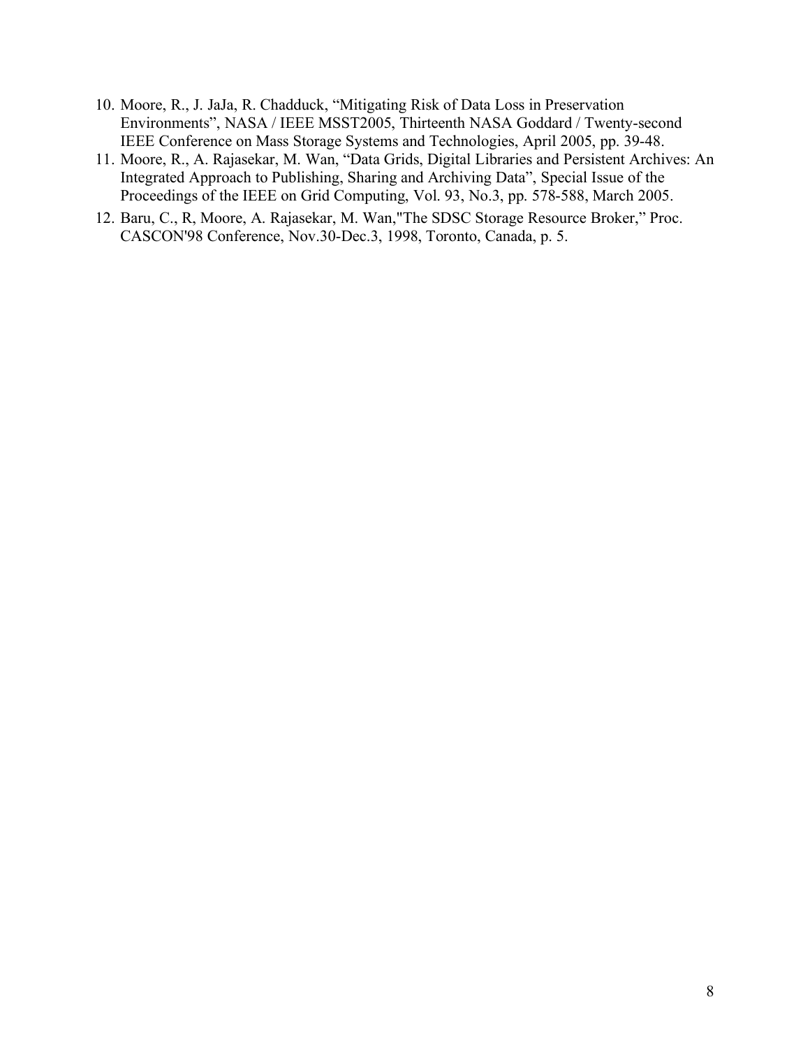10. Moore, R., J. JaJa, R. Chadduck, “Mitigating Risk of Data Loss in Preservation Environments”, NASA / IEEE MSST2005, Thirteenth NASA Goddard / Twenty-second IEEE Conference on Mass Storage Systems and Technologies, April 2005, pp. 39-48.
11. Moore, R., A. Rajasekar, M. Wan, “Data Grids, Digital Libraries and Persistent Archives: An Integrated Approach to Publishing, Sharing and Archiving Data”, Special Issue of the Proceedings of the IEEE on Grid Computing, Vol. 93, No.3, pp. 578-588, March 2005.
12. Baru, C., R, Moore, A. Rajasekar, M. Wan,"The SDSC Storage Resource Broker,” Proc. CASCON'98 Conference, Nov.30-Dec.3, 1998, Toronto, Canada, p. 5.